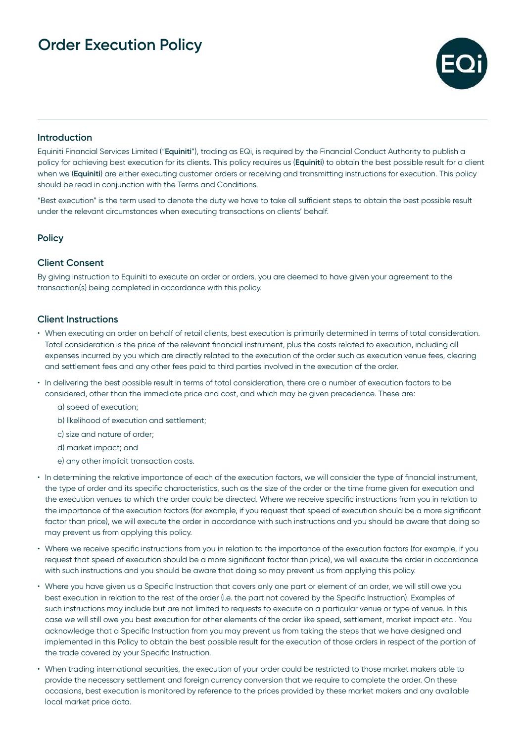# Order Execution Policy

## Introduction

Equiniti Financial Services Limited ("**Equiniti**"), trading as EQi, is required by the Financial Conduct Authority to publish a policy for achieving best execution for its clients. This policy requires us (**Equiniti**) to obtain the best possible result for a client when we (**Equiniti**) are either executing customer orders or receiving and transmitting instructions for execution. This policy should be read in conjunction with the Terms and Conditions.

"Best execution" is the term used to denote the duty we have to take all sufficient steps to obtain the best possible result under the relevant circumstances when executing transactions on clients' behalf.

## Policy

### Client Consent

By giving instruction to Equiniti to execute an order or orders, you are deemed to have given your agreement to the transaction(s) being completed in accordance with this policy.

### Client Instructions

- When executing an order on behalf of retail clients, best execution is primarily determined in terms of total consideration. Total consideration is the price of the relevant financial instrument, plus the costs related to execution, including all expenses incurred by you which are directly related to the execution of the order such as execution venue fees, clearing and settlement fees and any other fees paid to third parties involved in the execution of the order.
- In delivering the best possible result in terms of total consideration, there are a number of execution factors to be considered, other than the immediate price and cost, and which may be given precedence. These are:
  - a) speed of execution;
  - b) likelihood of execution and settlement;
  - c) size and nature of order;
  - d) market impact; and
  - e) any other implicit transaction costs.
- In determining the relative importance of each of the execution factors, we will consider the type of financial instrument, the type of order and its specific characteristics, such as the size of the order or the time frame given for execution and the execution venues to which the order could be directed. Where we receive specific instructions from you in relation to the importance of the execution factors (for example, if you request that speed of execution should be a more significant factor than price), we will execute the order in accordance with such instructions and you should be aware that doing so may prevent us from applying this policy.
- Where we receive specific instructions from you in relation to the importance of the execution factors (for example, if you request that speed of execution should be a more significant factor than price), we will execute the order in accordance with such instructions and you should be aware that doing so may prevent us from applying this policy.
- Where you have given us a Specific Instruction that covers only one part or element of an order, we will still owe you best execution in relation to the rest of the order (i.e. the part not covered by the Specific Instruction). Examples of such instructions may include but are not limited to requests to execute on a particular venue or type of venue. In this case we will still owe you best execution for other elements of the order like speed, settlement, market impact etc . You acknowledge that a Specific Instruction from you may prevent us from taking the steps that we have designed and implemented in this Policy to obtain the best possible result for the execution of those orders in respect of the portion of the trade covered by your Specific Instruction.
- When trading international securities, the execution of your order could be restricted to those market makers able to provide the necessary settlement and foreign currency conversion that we require to complete the order. On these occasions, best execution is monitored by reference to the prices provided by these market makers and any available local market price data.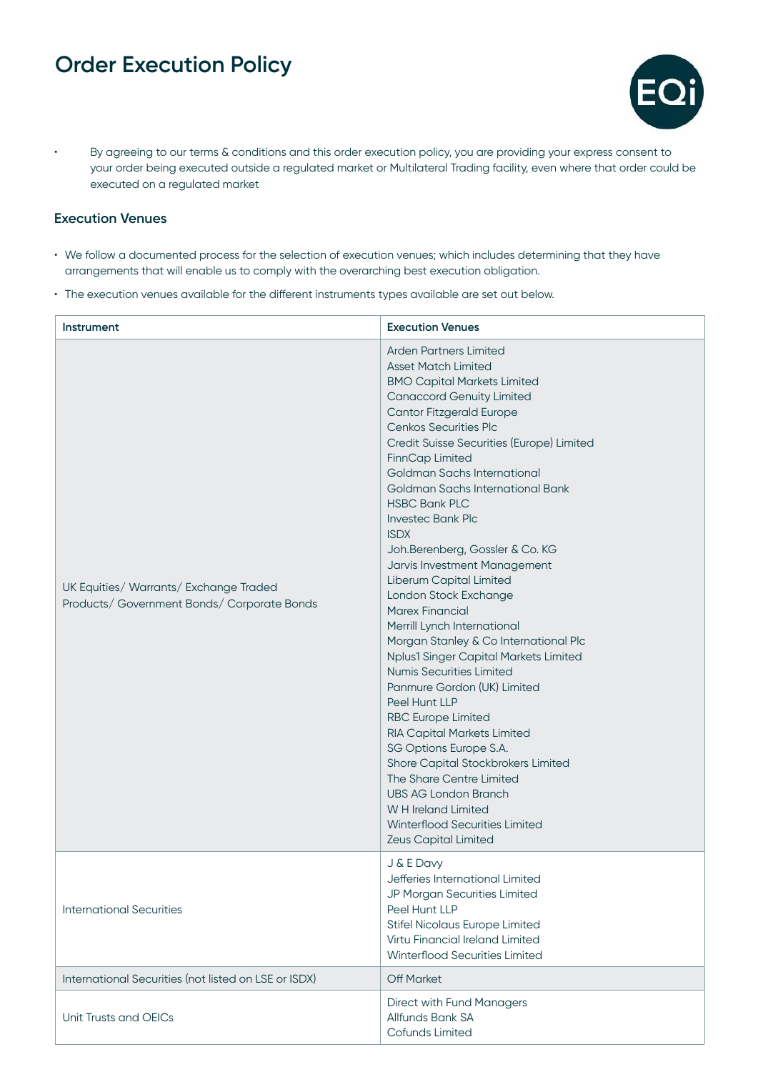# Order Execution Policy

- By agreeing to our terms & conditions and this order execution policy, you are providing your express consent to your order being executed outside a regulated market or Multilateral Trading facility, even where that order could be executed on a regulated market

## Execution Venues

- We follow a documented process for the selection of execution venues; which includes determining that they have arrangements that will enable us to comply with the overarching best execution obligation.
- The execution venues available for the different instruments types available are set out below.

| Instrument | Execution Venues |
|---|---|
| UK Equities/ Warrants/ Exchange Traded Products/ Government Bonds/ Corporate Bonds | Arden Partners Limited<br>Asset Match Limited<br>BMO Capital Markets Limited<br>Canaccord Genuity Limited<br>Cantor Fitzgerald Europe<br>Cenkos Securities Plc<br>Credit Suisse Securities (Europe) Limited<br>FinnCap Limited<br>Goldman Sachs International<br>Goldman Sachs International Bank<br>HSBC Bank PLC<br>Investec Bank Plc<br>ISDX<br>Joh.Berenberg, Gossler & Co. KG<br>Jarvis Investment Management<br>Liberum Capital Limited<br>London Stock Exchange<br>Marex Financial<br>Merrill Lynch International<br>Morgan Stanley & Co International Plc<br>Nplus1 Singer Capital Markets Limited<br>Numis Securities Limited<br>Panmure Gordon (UK) Limited<br>Peel Hunt LLP<br>RBC Europe Limited<br>RIA Capital Markets Limited<br>SG Options Europe S.A.<br>Shore Capital Stockbrokers Limited<br>The Share Centre Limited<br>UBS AG London Branch<br>W H Ireland Limited<br>Winterflood Securities Limited<br>Zeus Capital Limited |
| International Securities | J & E Davy<br>Jefferies International Limited<br>JP Morgan Securities Limited<br>Peel Hunt LLP<br>Stifel Nicolaus Europe Limited<br>Virtu Financial Ireland Limited<br>Winterflood Securities Limited |
| International Securities (not listed on LSE or ISDX) | Off Market |
| Unit Trusts and OEICs | Direct with Fund Managers<br>Allfunds Bank SA<br>Cofunds Limited |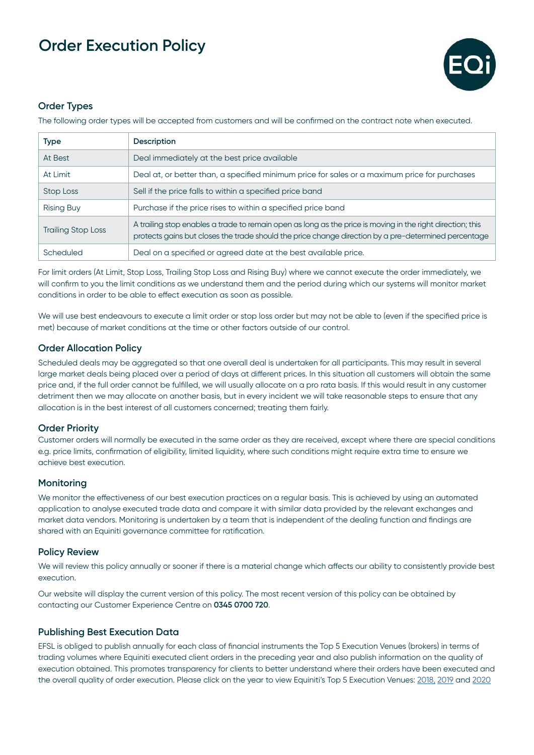# Order Execution Policy

## Order Types

The following order types will be accepted from customers and will be confirmed on the contract note when executed.

| Type | Description |
|---|---|
| At Best | Deal immediately at the best price available |
| At Limit | Deal at, or better than, a specified minimum price for sales or a maximum price for purchases |
| Stop Loss | Sell if the price falls to within a specified price band |
| Rising Buy | Purchase if the price rises to within a specified price band |
| Trailing Stop Loss | A trailing stop enables a trade to remain open as long as the price is moving in the right direction; this protects gains but closes the trade should the price change direction by a pre-determined percentage |
| Scheduled | Deal on a specified or agreed date at the best available price. |

For limit orders (At Limit, Stop Loss, Trailing Stop Loss and Rising Buy) where we cannot execute the order immediately, we will confirm to you the limit conditions as we understand them and the period during which our systems will monitor market conditions in order to be able to effect execution as soon as possible.

We will use best endeavours to execute a limit order or stop loss order but may not be able to (even if the specified price is met) because of market conditions at the time or other factors outside of our control.

## Order Allocation Policy

Scheduled deals may be aggregated so that one overall deal is undertaken for all participants. This may result in several large market deals being placed over a period of days at different prices. In this situation all customers will obtain the same price and, if the full order cannot be fulfilled, we will usually allocate on a pro rata basis. If this would result in any customer detriment then we may allocate on another basis, but in every incident we will take reasonable steps to ensure that any allocation is in the best interest of all customers concerned; treating them fairly.

## Order Priority

Customer orders will normally be executed in the same order as they are received, except where there are special conditions e.g. price limits, confirmation of eligibility, limited liquidity, where such conditions might require extra time to ensure we achieve best execution.

## Monitoring

We monitor the effectiveness of our best execution practices on a regular basis. This is achieved by using an automated application to analyse executed trade data and compare it with similar data provided by the relevant exchanges and market data vendors. Monitoring is undertaken by a team that is independent of the dealing function and findings are shared with an Equiniti governance committee for ratification.

## Policy Review

We will review this policy annually or sooner if there is a material change which affects our ability to consistently provide best execution.

Our website will display the current version of this policy. The most recent version of this policy can be obtained by contacting our Customer Experience Centre on **0345 0700 720**.

## Publishing Best Execution Data

EFSL is obliged to publish annually for each class of financial instruments the Top 5 Execution Venues (brokers) in terms of trading volumes where Equiniti executed client orders in the preceding year and also publish information on the quality of execution obtained. This promotes transparency for clients to better understand where their orders have been executed and the overall quality of order execution. Please click on the year to view Equiniti's Top 5 Execution Venues: 2018, 2019 and 2020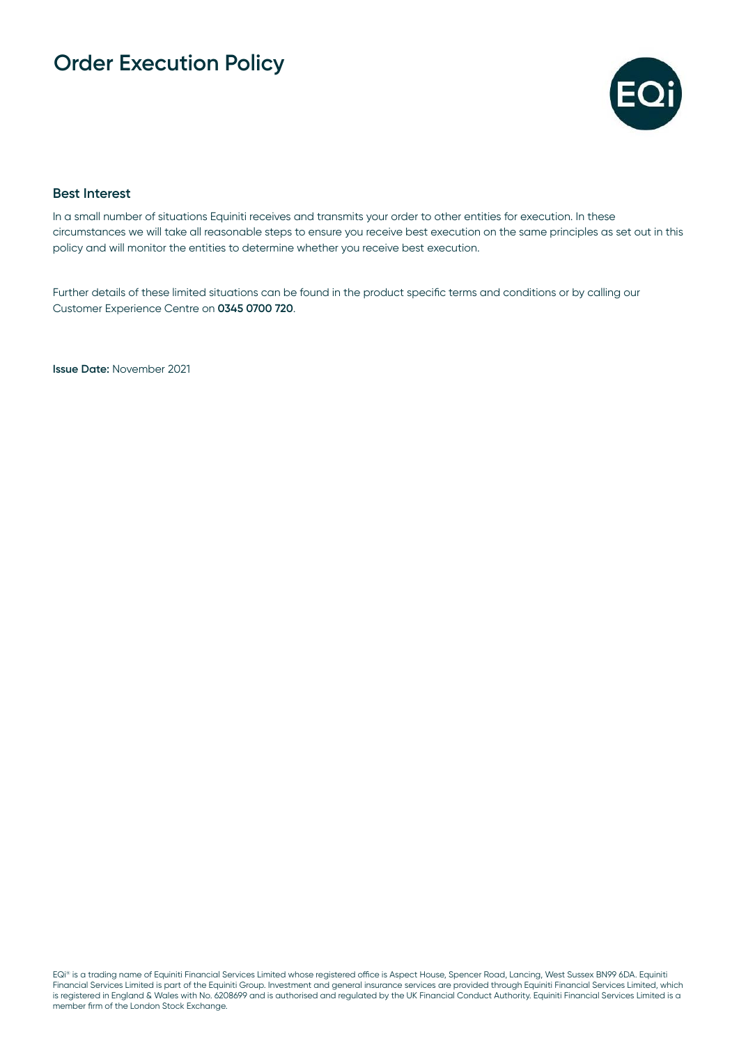# Order Execution Policy

## Best Interest

In a small number of situations Equiniti receives and transmits your order to other entities for execution. In these circumstances we will take all reasonable steps to ensure you receive best execution on the same principles as set out in this policy and will monitor the entities to determine whether you receive best execution.

Further details of these limited situations can be found in the product specific terms and conditions or by calling our Customer Experience Centre on **0345 0700 720**.

**Issue Date:** November 2021

EQi® is a trading name of Equiniti Financial Services Limited whose registered office is Aspect House, Spencer Road, Lancing, West Sussex BN99 6DA. Equiniti Financial Services Limited is part of the Equiniti Group. Investment and general insurance services are provided through Equiniti Financial Services Limited, which is registered in England & Wales with No. 6208699 and is authorised and regulated by the UK Financial Conduct Authority. Equiniti Financial Services Limited is a member firm of the London Stock Exchange.